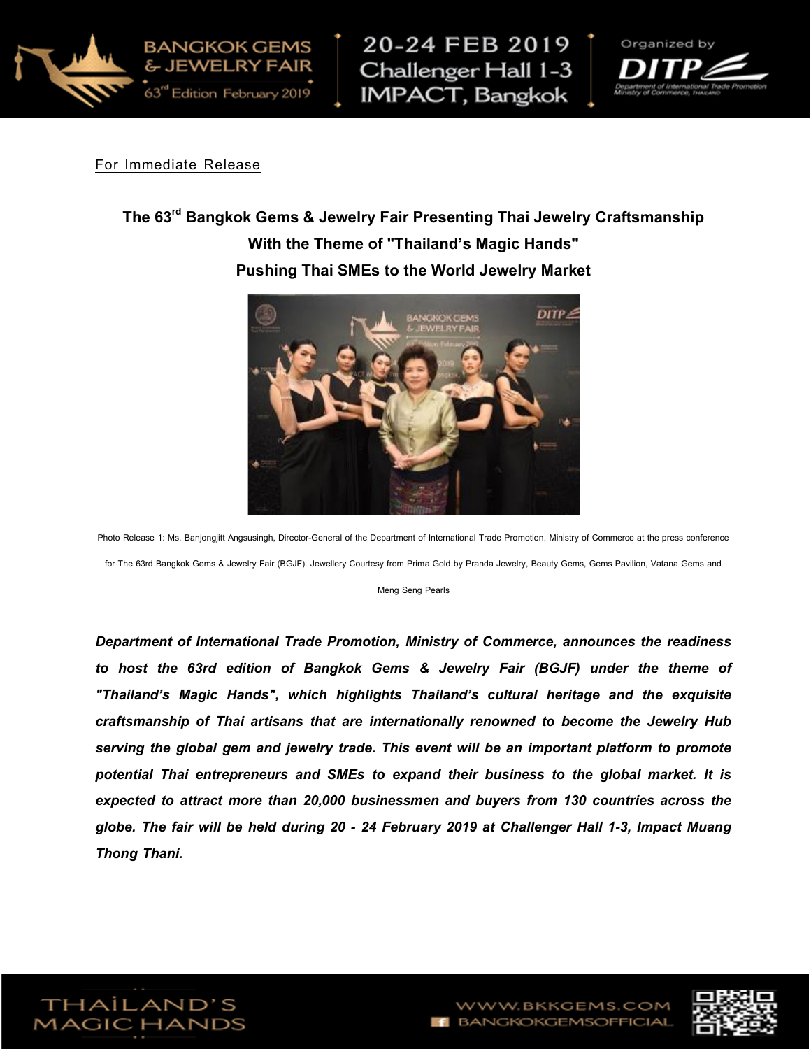For Immediate Release

# The 63rd Bangkok Gems & Jewelry Fair Presenting Thai Jewelry Craftsmanship With the Theme of "Thailand's Magic Hands" Pushing Thai SMEs to the World Jewelry Market

Photo Release 1: Ms. Banjongjitt Angsusingh, Director-General of the Department of International Trade Promotion, Ministry of Commerce at the press conference for The 63rd Bangkok Gems & Jewelry Fair (BGJF). Jewellery Courtesy from Prima Gold by Pranda Jewelry, Beauty Gems, Gems Pavilion, Vatana Gems and Meng Seng Pearls

***Department of International Trade Promotion, Ministry of Commerce, announces the readiness to host the 63rd edition of Bangkok Gems & Jewelry Fair (BGJF) under the theme of "Thailand's Magic Hands", which highlights Thailand's cultural heritage and the exquisite craftsmanship of Thai artisans that are internationally renowned to become the Jewelry Hub serving the global gem and jewelry trade. This event will be an important platform to promote potential Thai entrepreneurs and SMEs to expand their business to the global market. It is expected to attract more than 20,000 businessmen and buyers from 130 countries across the globe. The fair will be held during 20 - 24 February 2019 at Challenger Hall 1-3, Impact Muang Thong Thani.***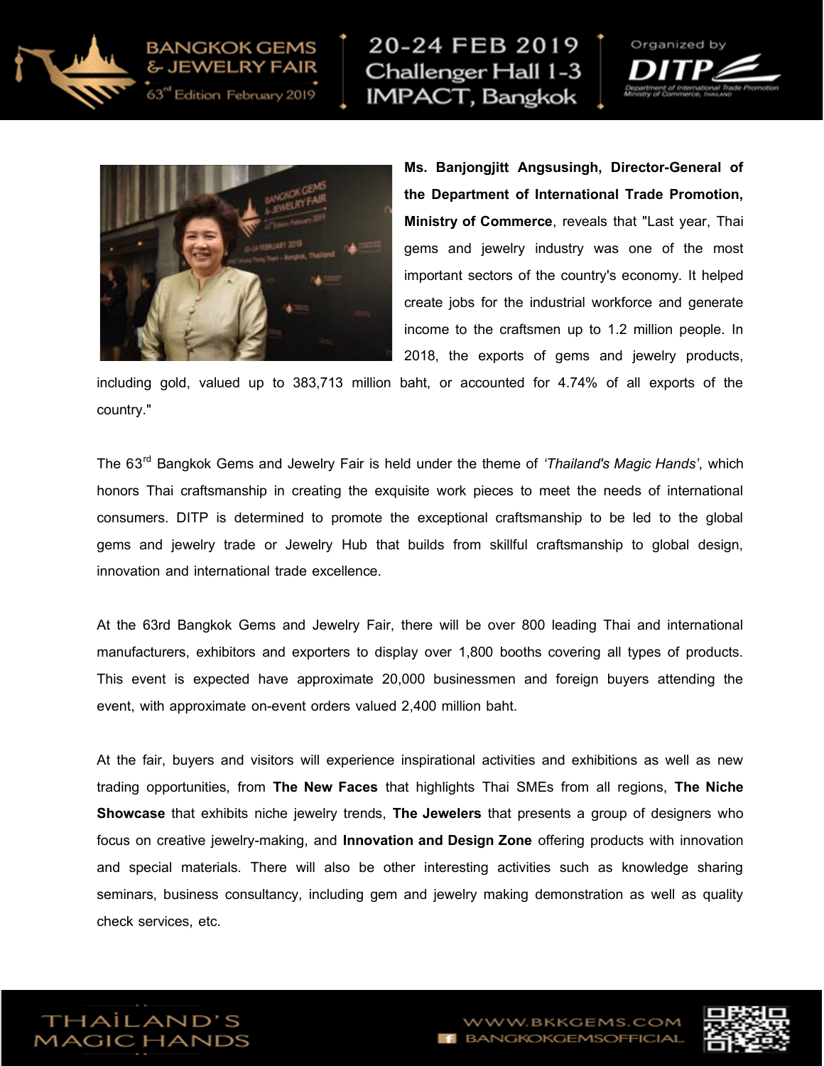**Ms. Banjongjitt Angsusingh, Director-General of the Department of International Trade Promotion, Ministry of Commerce**, reveals that "Last year, Thai gems and jewelry industry was one of the most important sectors of the country's economy. It helped create jobs for the industrial workforce and generate income to the craftsmen up to 1.2 million people. In 2018, the exports of gems and jewelry products, including gold, valued up to 383,713 million baht, or accounted for 4.74% of all exports of the country."

The 63rd Bangkok Gems and Jewelry Fair is held under the theme of *'Thailand's Magic Hands'*, which honors Thai craftsmanship in creating the exquisite work pieces to meet the needs of international consumers. DITP is determined to promote the exceptional craftsmanship to be led to the global gems and jewelry trade or Jewelry Hub that builds from skillful craftsmanship to global design, innovation and international trade excellence.

At the 63rd Bangkok Gems and Jewelry Fair, there will be over 800 leading Thai and international manufacturers, exhibitors and exporters to display over 1,800 booths covering all types of products. This event is expected have approximate 20,000 businessmen and foreign buyers attending the event, with approximate on-event orders valued 2,400 million baht.

At the fair, buyers and visitors will experience inspirational activities and exhibitions as well as new trading opportunities, from **The New Faces** that highlights Thai SMEs from all regions, **The Niche Showcase** that exhibits niche jewelry trends, **The Jewelers** that presents a group of designers who focus on creative jewelry-making, and **Innovation and Design Zone** offering products with innovation and special materials. There will also be other interesting activities such as knowledge sharing seminars, business consultancy, including gem and jewelry making demonstration as well as quality check services, etc.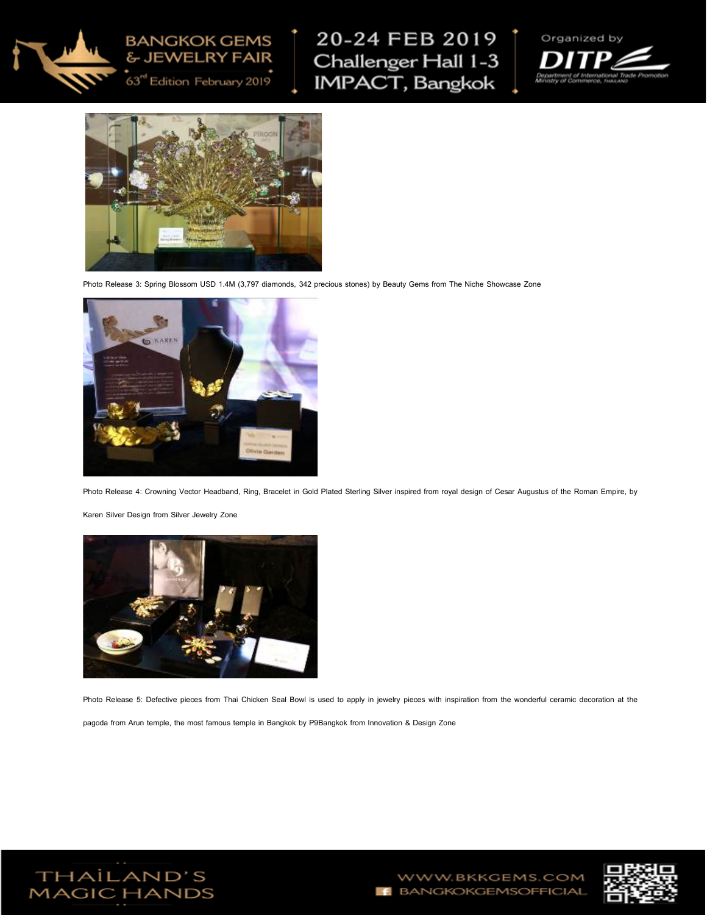Photo Release 3: Spring Blossom USD 1.4M (3,797 diamonds, 342 precious stones) by Beauty Gems from The Niche Showcase Zone

Photo Release 4: Crowning Vector Headband, Ring, Bracelet in Gold Plated Sterling Silver inspired from royal design of Cesar Augustus of the Roman Empire, by Karen Silver Design from Silver Jewelry Zone

Photo Release 5: Defective pieces from Thai Chicken Seal Bowl is used to apply in jewelry pieces with inspiration from the wonderful ceramic decoration at the pagoda from Arun temple, the most famous temple in Bangkok by P9Bangkok from Innovation & Design Zone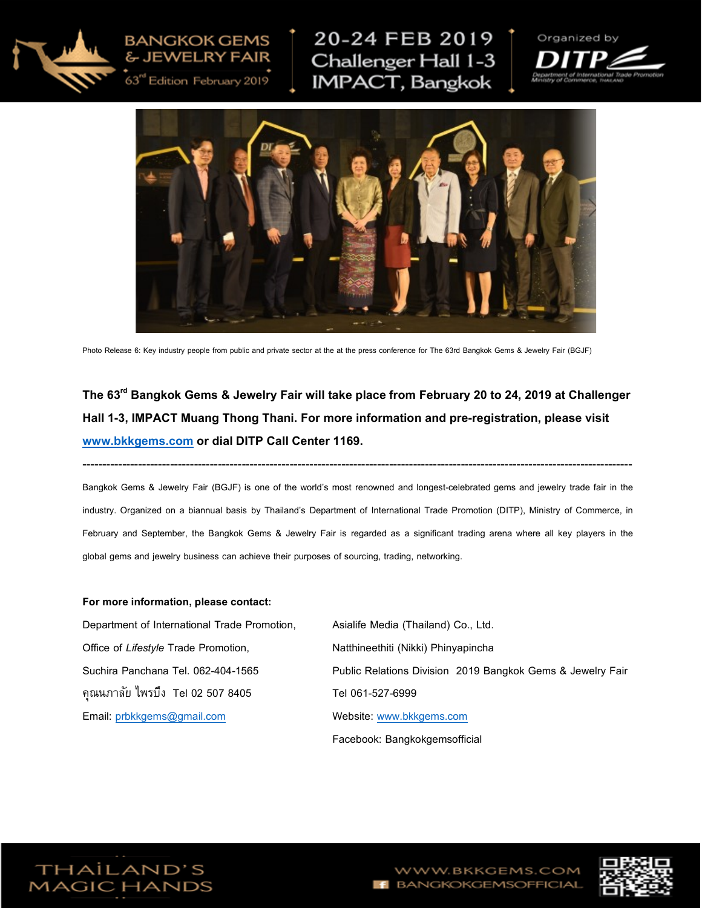Photo Release 6: Key industry people from public and private sector at the at the press conference for The 63rd Bangkok Gems & Jewelry Fair (BGJF)

**The 63rd Bangkok Gems & Jewelry Fair will take place from February 20 to 24, 2019 at Challenger Hall 1-3, IMPACT Muang Thong Thani. For more information and pre-registration, please visit www.bkkgems.com or dial DITP Call Center 1169.**

---

Bangkok Gems & Jewelry Fair (BGJF) is one of the world's most renowned and longest-celebrated gems and jewelry trade fair in the industry. Organized on a biannual basis by Thailand's Department of International Trade Promotion (DITP), Ministry of Commerce, in February and September, the Bangkok Gems & Jewelry Fair is regarded as a significant trading arena where all key players in the global gems and jewelry business can achieve their purposes of sourcing, trading, networking.

**For more information, please contact:**

Department of International Trade Promotion,
Office of *Lifestyle* Trade Promotion,
Suchira Panchana Tel. 062-404-1565
คุณนภาลัย ไพรบึง Tel 02 507 8405
Email: prbkkgems@gmail.com

Asialife Media (Thailand) Co., Ltd.
Natthineethiti (Nikki) Phinyapincha
Public Relations Division 2019 Bangkok Gems & Jewelry Fair
Tel 061-527-6999
Website: www.bkkgems.com
Facebook: Bangkokgemsofficial